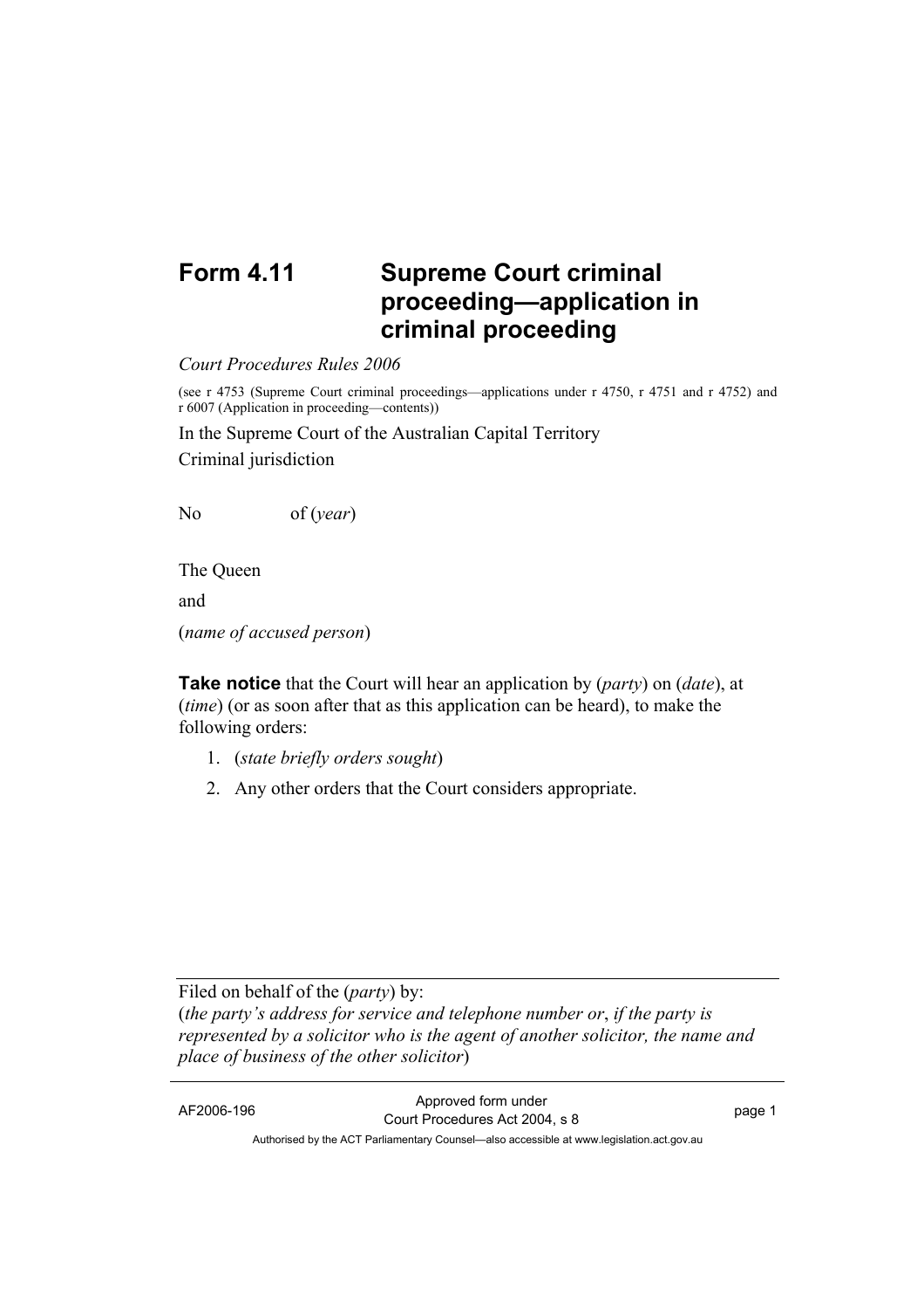# Form 4.11 Supreme Court criminal proceeding—application in criminal proceeding

*Court Procedures Rules 2006*

(see r 4753 (Supreme Court criminal proceedings—applications under r 4750, r 4751 and r 4752) and r 6007 (Application in proceeding—contents))

In the Supreme Court of the Australian Capital Territory

Criminal jurisdiction

No of (*year*)

The Queen

and

(*name of accused person*)

**Take notice** that the Court will hear an application by (*party*) on (*date*), at (*time*) (or as soon after that as this application can be heard), to make the following orders:

1. (*state briefly orders sought*)
2. Any other orders that the Court considers appropriate.

---

Filed on behalf of the (*party*) by:
(*the party's address for service and telephone number or*, *if the party is represented by a solicitor who is the agent of another solicitor, the name and place of business of the other solicitor*)

---

AF2006-196 Approved form under Court Procedures Act 2004, s 8

Authorised by the ACT Parliamentary Counsel—also accessible at www.legislation.act.gov.au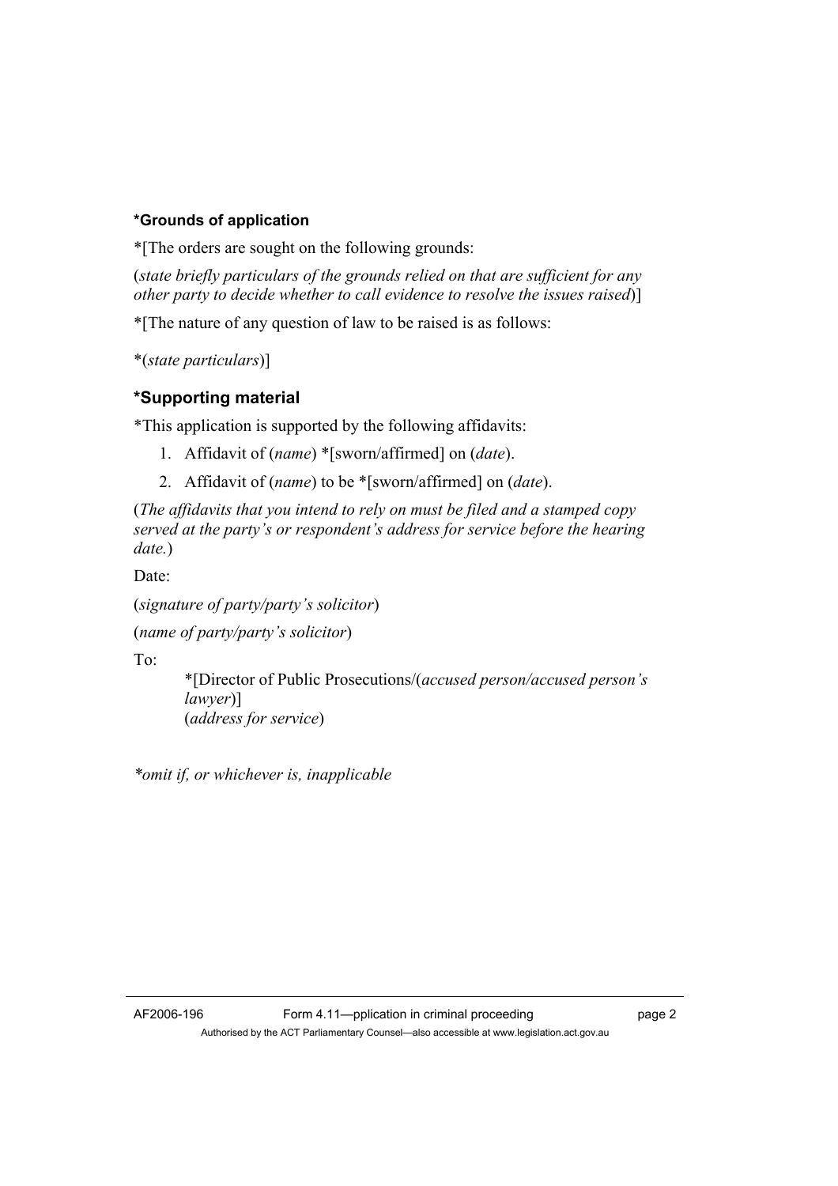#### *Grounds of application

*[The orders are sought on the following grounds:

(*state briefly particulars of the grounds relied on that are sufficient for any other party to decide whether to call evidence to resolve the issues raised*)]

*[The nature of any question of law to be raised is as follows:

*(*state particulars*)]

### *Supporting material

*This application is supported by the following affidavits:

1. Affidavit of (*name*) *[sworn/affirmed] on (*date*).
2. Affidavit of (*name*) to be *[sworn/affirmed] on (*date*).

(*The affidavits that you intend to rely on must be filed and a stamped copy served at the party's or respondent's address for service before the hearing date.*)

Date:

(*signature of party/party's solicitor*)

(*name of party/party's solicitor*)

To:

> *[Director of Public Prosecutions/(*accused person/accused person's lawyer*)]
> (*address for service*)

**omit if, or whichever is, inapplicable*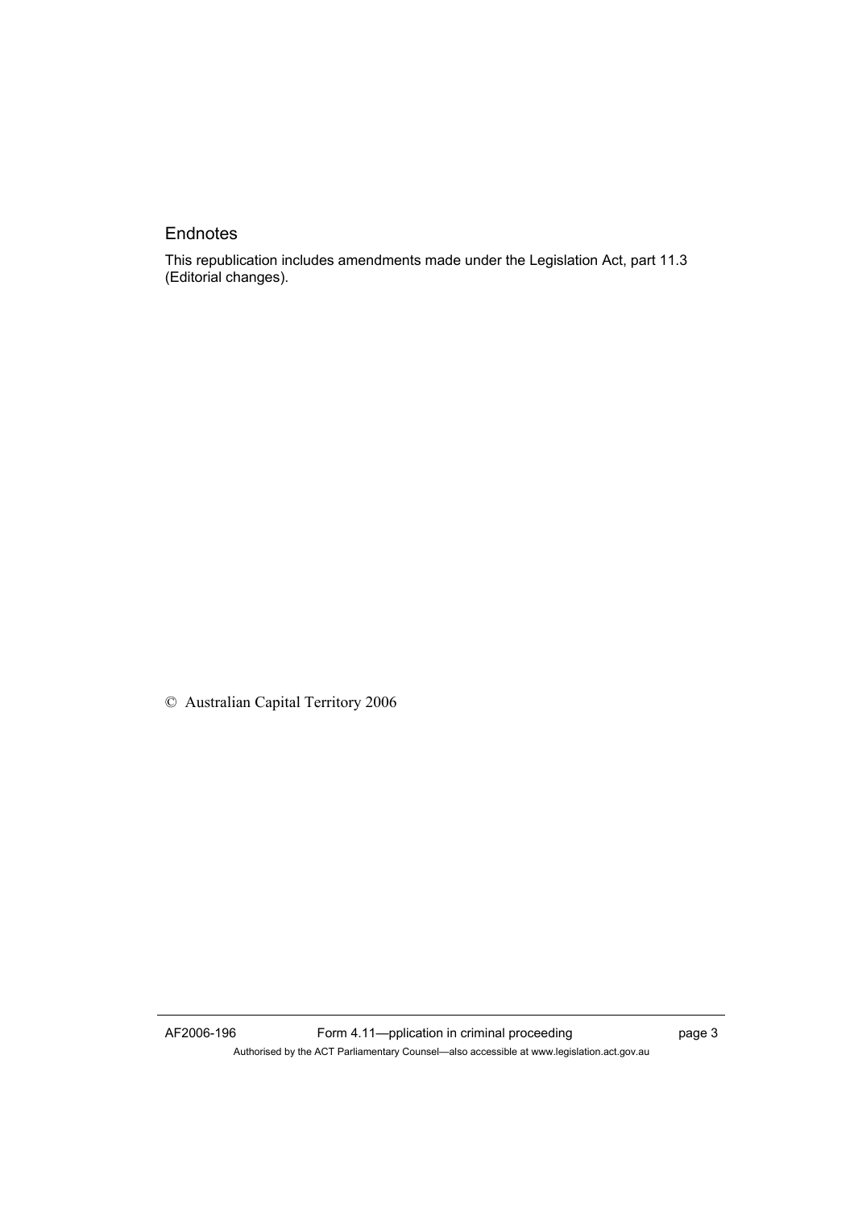## Endnotes

This republication includes amendments made under the Legislation Act, part 11.3 (Editorial changes).

© Australian Capital Territory 2006